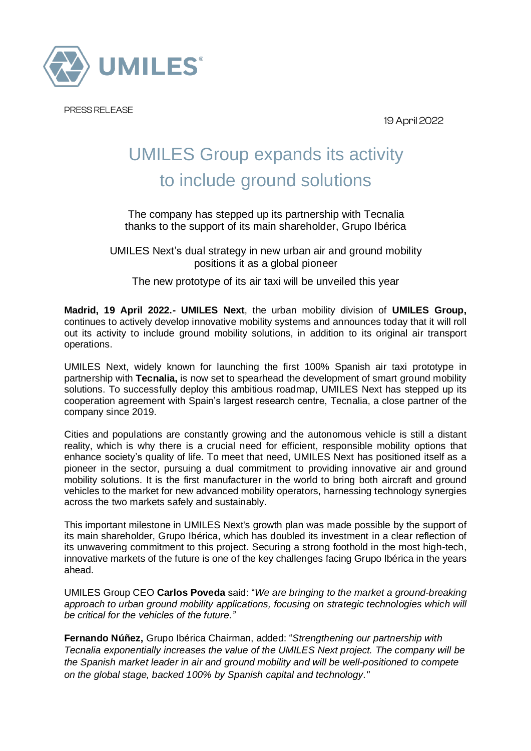PRESS RELEASE

19 April 2022

# UMILES Group expands its activity to include ground solutions

The company has stepped up its partnership with Tecnalia thanks to the support of its main shareholder, Grupo Ibérica

UMILES Next's dual strategy in new urban air and ground mobility positions it as a global pioneer

The new prototype of its air taxi will be unveiled this year

**Madrid, 19 April 2022.- UMILES Next**, the urban mobility division of **UMILES Group,** continues to actively develop innovative mobility systems and announces today that it will roll out its activity to include ground mobility solutions, in addition to its original air transport operations.

UMILES Next, widely known for launching the first 100% Spanish air taxi prototype in partnership with **Tecnalia,** is now set to spearhead the development of smart ground mobility solutions. To successfully deploy this ambitious roadmap, UMILES Next has stepped up its cooperation agreement with Spain's largest research centre, Tecnalia, a close partner of the company since 2019.

Cities and populations are constantly growing and the autonomous vehicle is still a distant reality, which is why there is a crucial need for efficient, responsible mobility options that enhance society's quality of life. To meet that need, UMILES Next has positioned itself as a pioneer in the sector, pursuing a dual commitment to providing innovative air and ground mobility solutions. It is the first manufacturer in the world to bring both aircraft and ground vehicles to the market for new advanced mobility operators, harnessing technology synergies across the two markets safely and sustainably.

This important milestone in UMILES Next's growth plan was made possible by the support of its main shareholder, Grupo Ibérica, which has doubled its investment in a clear reflection of its unwavering commitment to this project. Securing a strong foothold in the most high-tech, innovative markets of the future is one of the key challenges facing Grupo Ibérica in the years ahead.

UMILES Group CEO **Carlos Poveda** said: "*We are bringing to the market a ground-breaking approach to urban ground mobility applications, focusing on strategic technologies which will be critical for the vehicles of the future.*"

**Fernando Núñez,** Grupo Ibérica Chairman, added: "*Strengthening our partnership with Tecnalia exponentially increases the value of the UMILES Next project. The company will be the Spanish market leader in air and ground mobility and will be well-positioned to compete on the global stage, backed 100% by Spanish capital and technology.*"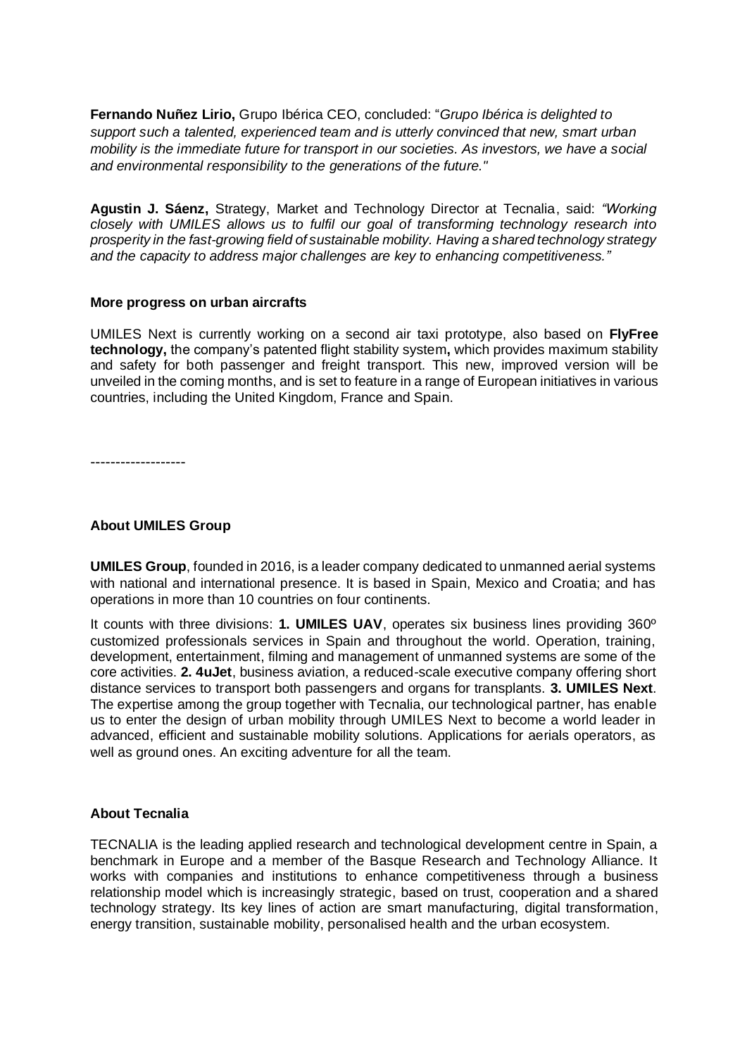**Fernando Nuñez Lirio,** Grupo Ibérica CEO, concluded: "*Grupo Ibérica is delighted to support such a talented, experienced team and is utterly convinced that new, smart urban mobility is the immediate future for transport in our societies. As investors, we have a social and environmental responsibility to the generations of the future."*

**Agustin J. Sáenz,** Strategy, Market and Technology Director at Tecnalia, said: *"Working closely with UMILES allows us to fulfil our goal of transforming technology research into prosperity in the fast-growing field of sustainable mobility. Having a shared technology strategy and the capacity to address major challenges are key to enhancing competitiveness."*

**More progress on urban aircrafts**

UMILES Next is currently working on a second air taxi prototype, also based on **FlyFree technology,** the company's patented flight stability system**,** which provides maximum stability and safety for both passenger and freight transport. This new, improved version will be unveiled in the coming months, and is set to feature in a range of European initiatives in various countries, including the United Kingdom, France and Spain.

-------------------

**About UMILES Group**

**UMILES Group**, founded in 2016, is a leader company dedicated to unmanned aerial systems with national and international presence. It is based in Spain, Mexico and Croatia; and has operations in more than 10 countries on four continents.

It counts with three divisions: **1. UMILES UAV**, operates six business lines providing 360º customized professionals services in Spain and throughout the world. Operation, training, development, entertainment, filming and management of unmanned systems are some of the core activities. **2. 4uJet**, business aviation, a reduced-scale executive company offering short distance services to transport both passengers and organs for transplants. **3. UMILES Next**. The expertise among the group together with Tecnalia, our technological partner, has enable us to enter the design of urban mobility through UMILES Next to become a world leader in advanced, efficient and sustainable mobility solutions. Applications for aerials operators, as well as ground ones. An exciting adventure for all the team.

**About Tecnalia**

TECNALIA is the leading applied research and technological development centre in Spain, a benchmark in Europe and a member of the Basque Research and Technology Alliance. It works with companies and institutions to enhance competitiveness through a business relationship model which is increasingly strategic, based on trust, cooperation and a shared technology strategy. Its key lines of action are smart manufacturing, digital transformation, energy transition, sustainable mobility, personalised health and the urban ecosystem.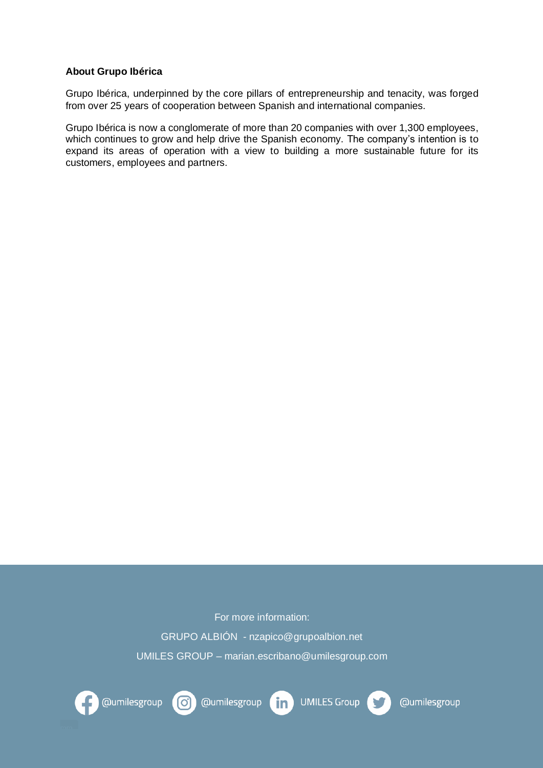**About Grupo Ibérica**

Grupo Ibérica, underpinned by the core pillars of entrepreneurship and tenacity, was forged from over 25 years of cooperation between Spanish and international companies.

Grupo Ibérica is now a conglomerate of more than 20 companies with over 1,300 employees, which continues to grow and help drive the Spanish economy. The company's intention is to expand its areas of operation with a view to building a more sustainable future for its customers, employees and partners.

For more information:

GRUPO ALBIÓN - nzapico@grupoalbion.net

UMILES GROUP – marian.escribano@umilesgroup.com

@umilesgroup @umilesgroup UMILES Group @umilesgroup